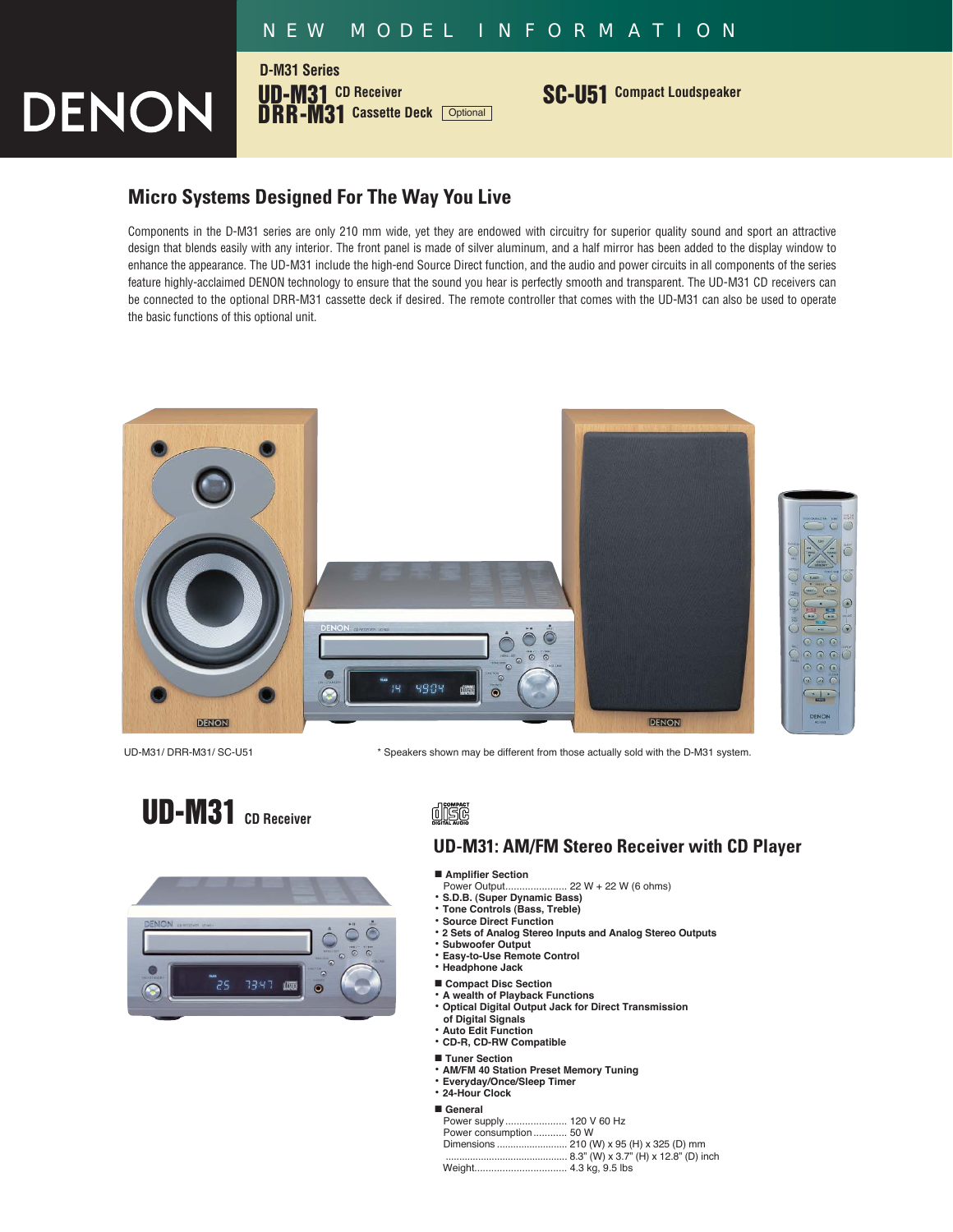NEW MODEL INFORMATION

# DENON

**D-M31 Series**

**UD-M31** CD Receiver
**DRR-M31** Cassette Deck Optional

**SC-U51** Compact Loudspeaker

## Micro Systems Designed For The Way You Live

Components in the D-M31 series are only 210 mm wide, yet they are endowed with circuitry for superior quality sound and sport an attractive design that blends easily with any interior. The front panel is made of silver aluminum, and a half mirror has been added to the display window to enhance the appearance. The UD-M31 include the high-end Source Direct function, and the audio and power circuits in all components of the series feature highly-acclaimed DENON technology to ensure that the sound you hear is perfectly smooth and transparent. The UD-M31 CD receivers can be connected to the optional DRR-M31 cassette deck if desired. The remote controller that comes with the UD-M31 can also be used to operate the basic functions of this optional unit.

UD-M31/ DRR-M31/ SC-U51

\* Speakers shown may be different from those actually sold with the D-M31 system.

## UD-M31 CD Receiver

### UD-M31: AM/FM Stereo Receiver with CD Player

■ **Amplifier Section**

Power Output...................... 22 W + 22 W (6 ohms)

- **S.D.B. (Super Dynamic Bass)**
- **Tone Controls (Bass, Treble)**
- **Source Direct Function**
- **2 Sets of Analog Stereo Inputs and Analog Stereo Outputs**
- **Subwoofer Output**
- **Easy-to-Use Remote Control**
- **Headphone Jack**

■ **Compact Disc Section**

- **A wealth of Playback Functions**
- **Optical Digital Output Jack for Direct Transmission of Digital Signals**
- **Auto Edit Function**
- **CD-R, CD-RW Compatible**

■ **Tuner Section**

- **AM/FM 40 Station Preset Memory Tuning**
- **Everyday/Once/Sleep Timer**
- **24-Hour Clock**

■ **General**

Power supply...................... 120 V 60 Hz
Power consumption............ 50 W
Dimensions.......................... 210 (W) x 95 (H) x 325 (D) mm
............................................ 8.3" (W) x 3.7" (H) x 12.8" (D) inch
Weight................................. 4.3 kg, 9.5 lbs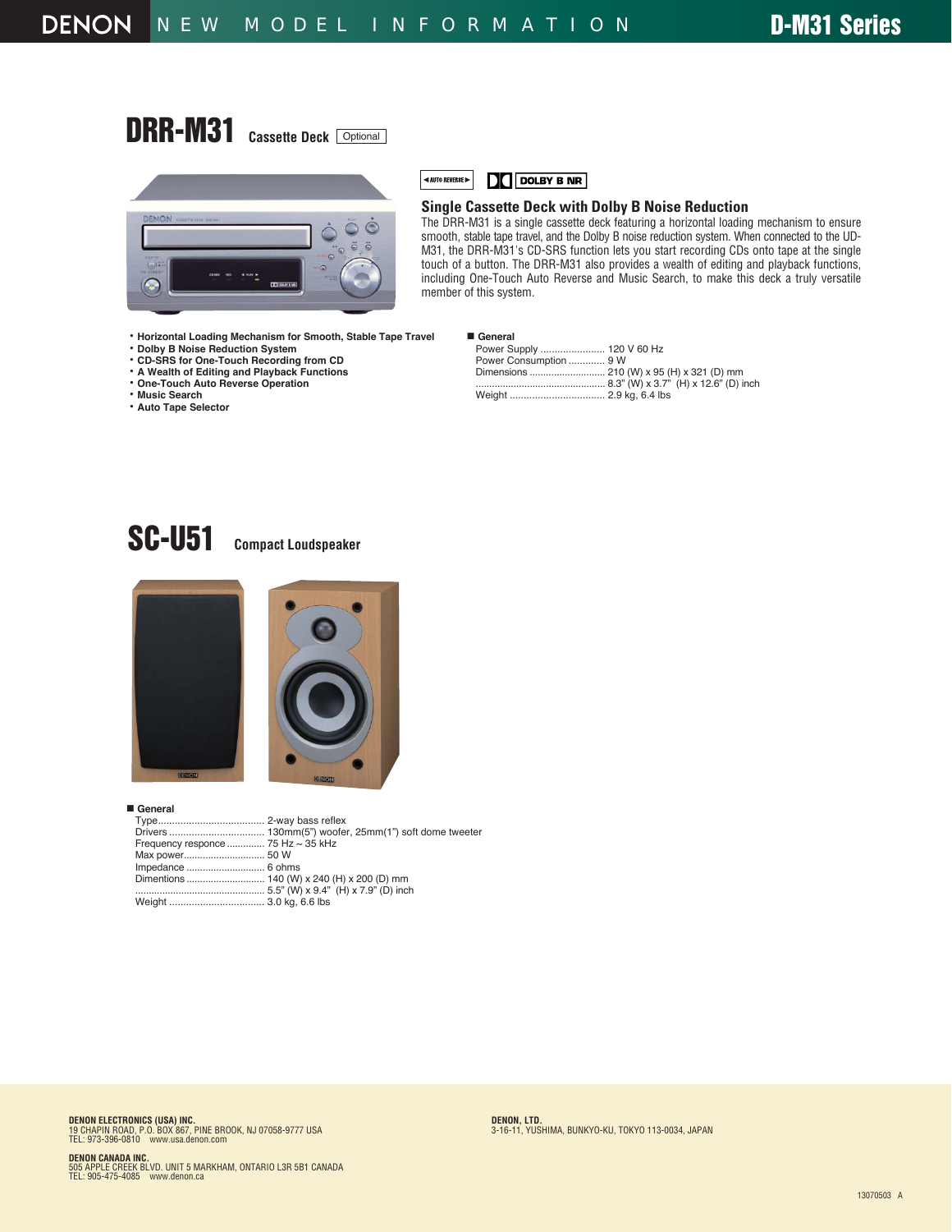# DRR-M31 Cassette Deck

Optional

AUTO REVERSE DOLBY B NR

## Single Cassette Deck with Dolby B Noise Reduction

The DRR-M31 is a single cassette deck featuring a horizontal loading mechanism to ensure smooth, stable tape travel, and the Dolby B noise reduction system. When connected to the UD-M31, the DRR-M31's CD-SRS function lets you start recording CDs onto tape at the single touch of a button. The DRR-M31 also provides a wealth of editing and playback functions, including One-Touch Auto Reverse and Music Search, to make this deck a truly versatile member of this system.

- **Horizontal Loading Mechanism for Smooth, Stable Tape Travel**
- **Dolby B Noise Reduction System**
- **CD-SRS for One-Touch Recording from CD**
- **A Wealth of Editing and Playback Functions**
- **One-Touch Auto Reverse Operation**
- **Music Search**
- **Auto Tape Selector**

### General

| | |
|---|---|
| Power Supply | 120 V 60 Hz |
| Power Consumption | 9 W |
| Dimensions | 210 (W) x 95 (H) x 321 (D) mm |
| | 8.3" (W) x 3.7" (H) x 12.6" (D) inch |
| Weight | 2.9 kg, 6.4 lbs |

# SC-U51 Compact Loudspeaker

### General

| | |
|---|---|
| Type | 2-way bass reflex |
| Drivers | 130mm(5") woofer, 25mm(1") soft dome tweeter |
| Frequency responce | 75 Hz ~ 35 kHz |
| Max power | 50 W |
| Impedance | 6 ohms |
| Dimentions | 140 (W) x 240 (H) x 200 (D) mm |
| | 5.5" (W) x 9.4" (H) x 7.9" (D) inch |
| Weight | 3.0 kg, 6.6 lbs |

**DENON ELECTRONICS (USA) INC.**
19 CHAPIN ROAD, P.O. BOX 867, PINE BROOK, NJ 07058-9777 USA
TEL: 973-396-0810 www.usa.denon.com

**DENON CANADA INC.**
505 APPLE CREEK BLVD. UNIT 5 MARKHAM, ONTARIO L3R 5B1 CANADA
TEL: 905-475-4085 www.denon.ca

**DENON, LTD.**
3-16-11, YUSHIMA, BUNKYO-KU, TOKYO 113-0034, JAPAN

13070503 A